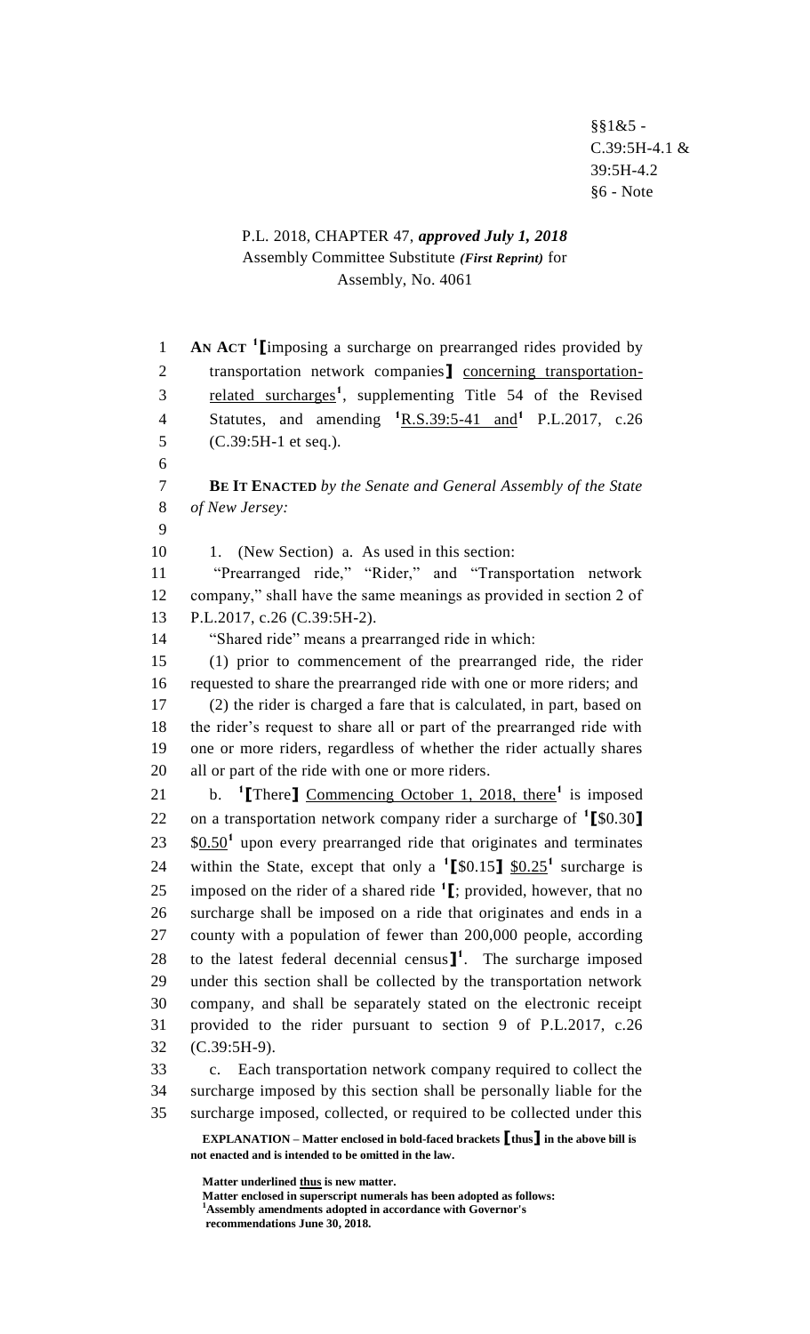§§1&5 -
C.39:5H-4.1 &
39:5H-4.2
§6 - Note

P.L. 2018, CHAPTER 47, *approved July 1, 2018*
Assembly Committee Substitute *(First Reprint)* for
Assembly, No. 4061

**AN ACT** [1]**[**imposing a surcharge on prearranged rides provided by transportation network companies**]** concerning transportation-related surcharges[1], supplementing Title 54 of the Revised Statutes, and amending [1]R.S.39:5-41 and[1] P.L.2017, c.26 (C.39:5H-1 et seq.).

**BE IT ENACTED** *by the Senate and General Assembly of the State of New Jersey:*

1. (New Section) a. As used in this section:

"Prearranged ride," "Rider," and "Transportation network company," shall have the same meanings as provided in section 2 of P.L.2017, c.26 (C.39:5H-2).

"Shared ride" means a prearranged ride in which:

(1) prior to commencement of the prearranged ride, the rider requested to share the prearranged ride with one or more riders; and

(2) the rider is charged a fare that is calculated, in part, based on the rider's request to share all or part of the prearranged ride with one or more riders, regardless of whether the rider actually shares all or part of the ride with one or more riders.

b. [1]**[**There**]** Commencing October 1, 2018, there[1] is imposed on a transportation network company rider a surcharge of [1]**[**$0.30**]** $0.50[1] upon every prearranged ride that originates and terminates within the State, except that only a [1]**[**$0.15**]** $0.25[1] surcharge is imposed on the rider of a shared ride [1]**[**; provided, however, that no surcharge shall be imposed on a ride that originates and ends in a county with a population of fewer than 200,000 people, according to the latest federal decennial census**]**[1]. The surcharge imposed under this section shall be collected by the transportation network company, and shall be separately stated on the electronic receipt provided to the rider pursuant to section 9 of P.L.2017, c.26 (C.39:5H-9).

c. Each transportation network company required to collect the surcharge imposed by this section shall be personally liable for the surcharge imposed, collected, or required to be collected under this

**EXPLANATION – Matter enclosed in bold-faced brackets [thus] in the above bill is not enacted and is intended to be omitted in the law.**

**Matter underlined thus is new matter.**
**Matter enclosed in superscript numerals has been adopted as follows:**
[1]**Assembly amendments adopted in accordance with Governor's recommendations June 30, 2018.**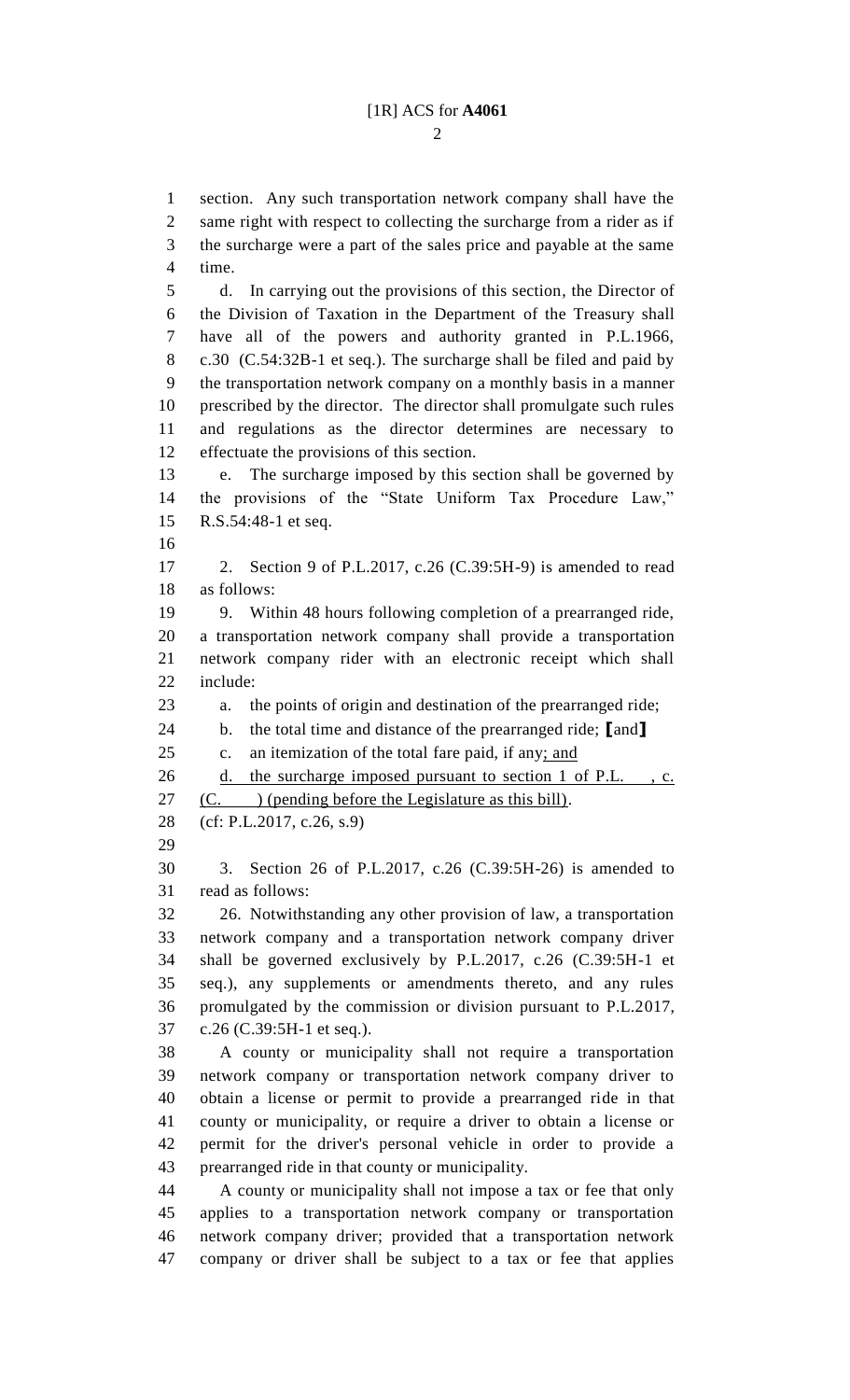section. Any such transportation network company shall have the same right with respect to collecting the surcharge from a rider as if the surcharge were a part of the sales price and payable at the same time.

d. In carrying out the provisions of this section, the Director of the Division of Taxation in the Department of the Treasury shall have all of the powers and authority granted in P.L.1966, c.30 (C.54:32B-1 et seq.). The surcharge shall be filed and paid by the transportation network company on a monthly basis in a manner prescribed by the director. The director shall promulgate such rules and regulations as the director determines are necessary to effectuate the provisions of this section.

e. The surcharge imposed by this section shall be governed by the provisions of the "State Uniform Tax Procedure Law," R.S.54:48-1 et seq.

2. Section 9 of P.L.2017, c.26 (C.39:5H-9) is amended to read as follows:

9. Within 48 hours following completion of a prearranged ride, a transportation network company shall provide a transportation network company rider with an electronic receipt which shall include:

a. the points of origin and destination of the prearranged ride;

b. the total time and distance of the prearranged ride; [and]

c. an itemization of the total fare paid, if any; and

d. the surcharge imposed pursuant to section 1 of P.L. , c. (C. ) (pending before the Legislature as this bill).

(cf: P.L.2017, c.26, s.9)

3. Section 26 of P.L.2017, c.26 (C.39:5H-26) is amended to read as follows:

26. Notwithstanding any other provision of law, a transportation network company and a transportation network company driver shall be governed exclusively by P.L.2017, c.26 (C.39:5H-1 et seq.), any supplements or amendments thereto, and any rules promulgated by the commission or division pursuant to P.L.2017, c.26 (C.39:5H-1 et seq.).

A county or municipality shall not require a transportation network company or transportation network company driver to obtain a license or permit to provide a prearranged ride in that county or municipality, or require a driver to obtain a license or permit for the driver's personal vehicle in order to provide a prearranged ride in that county or municipality.

A county or municipality shall not impose a tax or fee that only applies to a transportation network company or transportation network company driver; provided that a transportation network company or driver shall be subject to a tax or fee that applies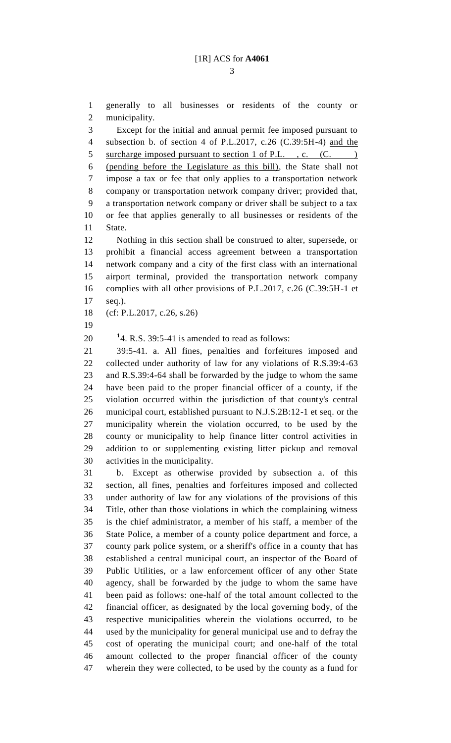generally to all businesses or residents of the county or municipality.

Except for the initial and annual permit fee imposed pursuant to subsection b. of section 4 of P.L.2017, c.26 (C.39:5H-4) <u>and the surcharge imposed pursuant to section 1 of P.L. , c. (C. ) (pending before the Legislature as this bill)</u>, the State shall not impose a tax or fee that only applies to a transportation network company or transportation network company driver; provided that, a transportation network company or driver shall be subject to a tax or fee that applies generally to all businesses or residents of the State.

Nothing in this section shall be construed to alter, supersede, or prohibit a financial access agreement between a transportation network company and a city of the first class with an international airport terminal, provided the transportation network company complies with all other provisions of P.L.2017, c.26 (C.39:5H-1 et seq.).

(cf: P.L.2017, c.26, s.26)

[1]4. R.S. 39:5-41 is amended to read as follows:

39:5-41. a. All fines, penalties and forfeitures imposed and collected under authority of law for any violations of R.S.39:4-63 and R.S.39:4-64 shall be forwarded for the judge to whom the same have been paid to the proper financial officer of a county, if the violation occurred within the jurisdiction of that county's central municipal court, established pursuant to N.J.S.2B:12-1 et seq. or the municipality wherein the violation occurred, to be used by the county or municipality to help finance litter control activities in addition to or supplementing existing litter pickup and removal activities in the municipality.

b. Except as otherwise provided by subsection a. of this section, all fines, penalties and forfeitures imposed and collected under authority of law for any violations of the provisions of this Title, other than those violations in which the complaining witness is the chief administrator, a member of his staff, a member of the State Police, a member of a county police department and force, a county park police system, or a sheriff's office in a county that has established a central municipal court, an inspector of the Board of Public Utilities, or a law enforcement officer of any other State agency, shall be forwarded by the judge to whom the same have been paid as follows: one-half of the total amount collected to the financial officer, as designated by the local governing body, of the respective municipalities wherein the violations occurred, to be used by the municipality for general municipal use and to defray the cost of operating the municipal court; and one-half of the total amount collected to the proper financial officer of the county wherein they were collected, to be used by the county as a fund for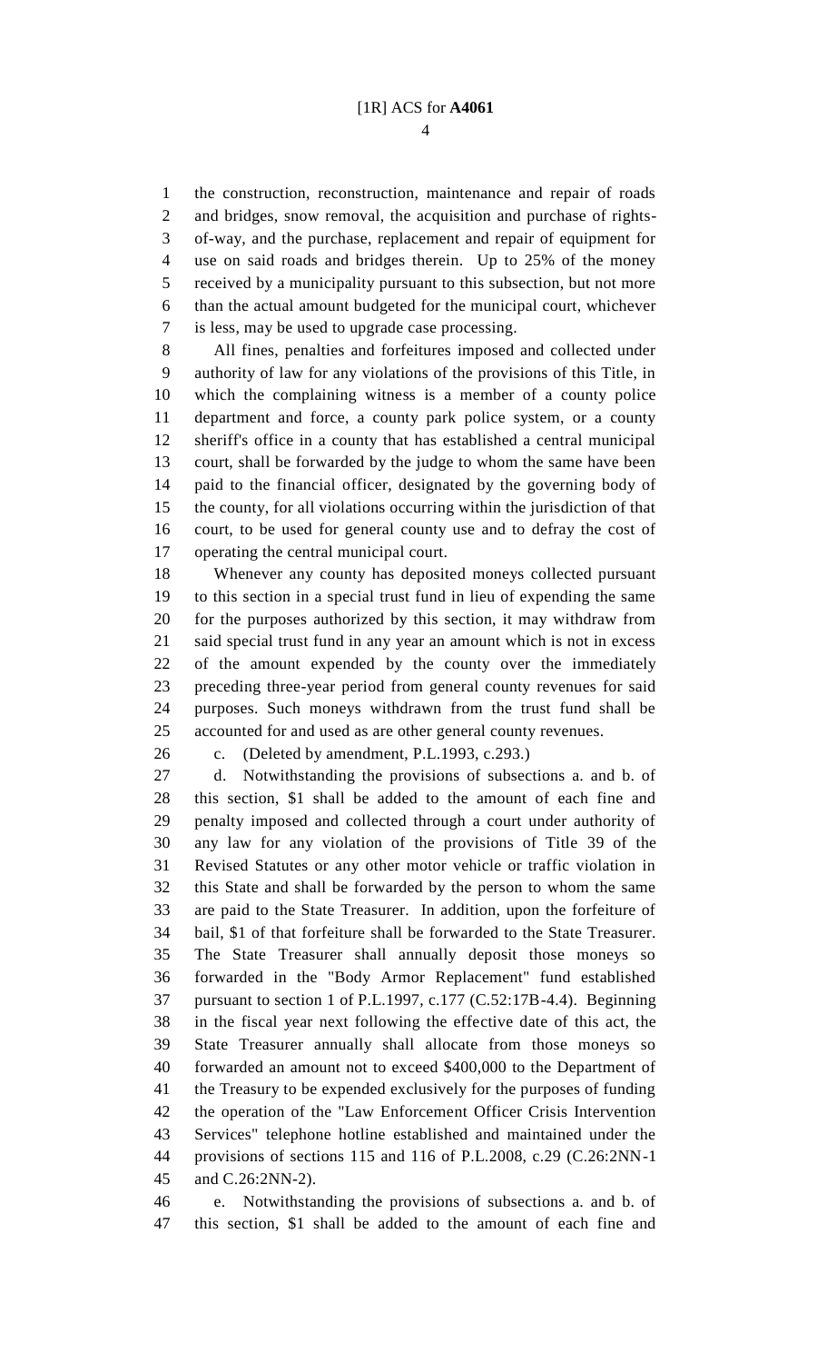the construction, reconstruction, maintenance and repair of roads and bridges, snow removal, the acquisition and purchase of rights-of-way, and the purchase, replacement and repair of equipment for use on said roads and bridges therein. Up to 25% of the money received by a municipality pursuant to this subsection, but not more than the actual amount budgeted for the municipal court, whichever is less, may be used to upgrade case processing.

All fines, penalties and forfeitures imposed and collected under authority of law for any violations of the provisions of this Title, in which the complaining witness is a member of a county police department and force, a county park police system, or a county sheriff's office in a county that has established a central municipal court, shall be forwarded by the judge to whom the same have been paid to the financial officer, designated by the governing body of the county, for all violations occurring within the jurisdiction of that court, to be used for general county use and to defray the cost of operating the central municipal court.

Whenever any county has deposited moneys collected pursuant to this section in a special trust fund in lieu of expending the same for the purposes authorized by this section, it may withdraw from said special trust fund in any year an amount which is not in excess of the amount expended by the county over the immediately preceding three-year period from general county revenues for said purposes. Such moneys withdrawn from the trust fund shall be accounted for and used as are other general county revenues.

c. (Deleted by amendment, P.L.1993, c.293.)

d. Notwithstanding the provisions of subsections a. and b. of this section, $1 shall be added to the amount of each fine and penalty imposed and collected through a court under authority of any law for any violation of the provisions of Title 39 of the Revised Statutes or any other motor vehicle or traffic violation in this State and shall be forwarded by the person to whom the same are paid to the State Treasurer. In addition, upon the forfeiture of bail, $1 of that forfeiture shall be forwarded to the State Treasurer. The State Treasurer shall annually deposit those moneys so forwarded in the "Body Armor Replacement" fund established pursuant to section 1 of P.L.1997, c.177 (C.52:17B-4.4). Beginning in the fiscal year next following the effective date of this act, the State Treasurer annually shall allocate from those moneys so forwarded an amount not to exceed $400,000 to the Department of the Treasury to be expended exclusively for the purposes of funding the operation of the "Law Enforcement Officer Crisis Intervention Services" telephone hotline established and maintained under the provisions of sections 115 and 116 of P.L.2008, c.29 (C.26:2NN-1 and C.26:2NN-2).

e. Notwithstanding the provisions of subsections a. and b. of this section, $1 shall be added to the amount of each fine and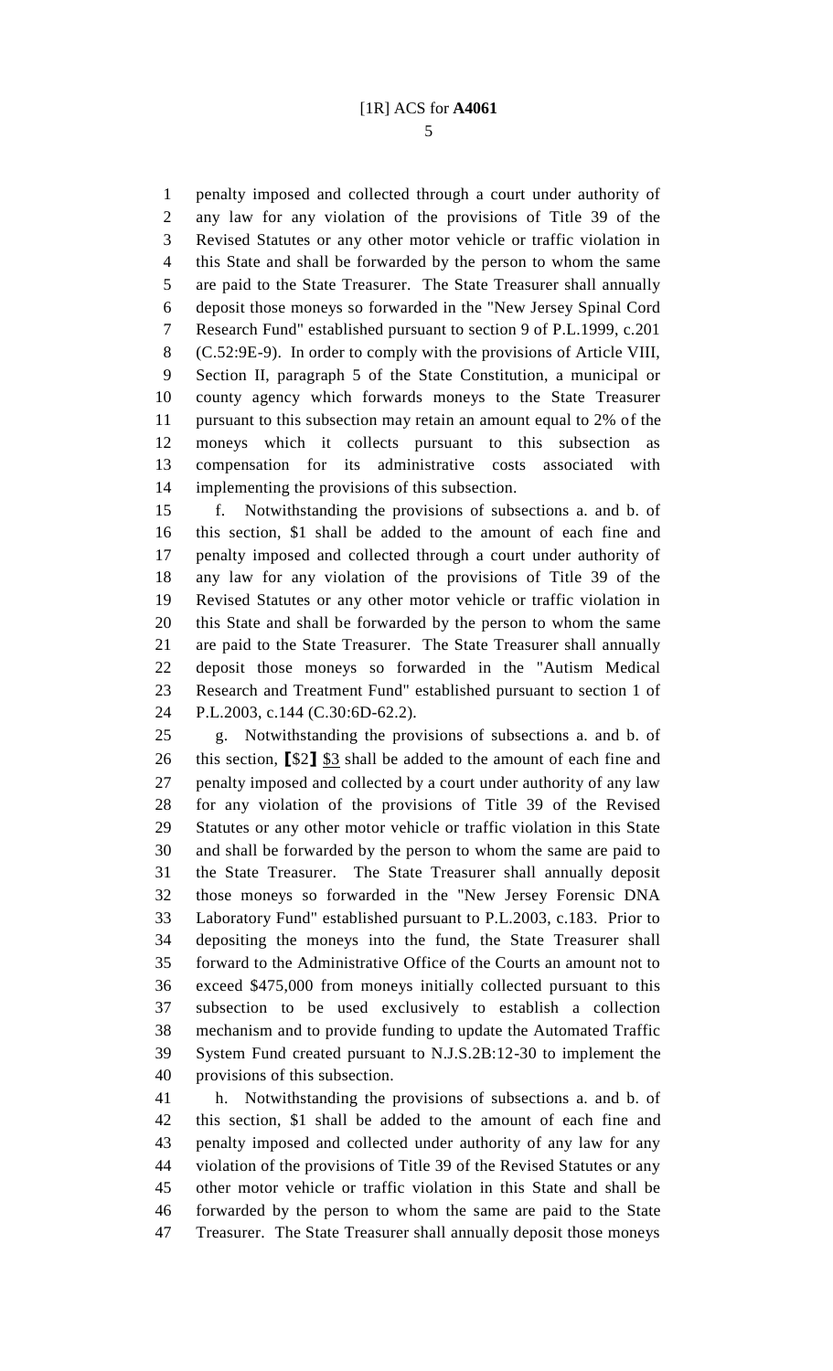penalty imposed and collected through a court under authority of any law for any violation of the provisions of Title 39 of the Revised Statutes or any other motor vehicle or traffic violation in this State and shall be forwarded by the person to whom the same are paid to the State Treasurer. The State Treasurer shall annually deposit those moneys so forwarded in the "New Jersey Spinal Cord Research Fund" established pursuant to section 9 of P.L.1999, c.201 (C.52:9E-9). In order to comply with the provisions of Article VIII, Section II, paragraph 5 of the State Constitution, a municipal or county agency which forwards moneys to the State Treasurer pursuant to this subsection may retain an amount equal to 2% of the moneys which it collects pursuant to this subsection as compensation for its administrative costs associated with implementing the provisions of this subsection.

f. Notwithstanding the provisions of subsections a. and b. of this section, $1 shall be added to the amount of each fine and penalty imposed and collected through a court under authority of any law for any violation of the provisions of Title 39 of the Revised Statutes or any other motor vehicle or traffic violation in this State and shall be forwarded by the person to whom the same are paid to the State Treasurer. The State Treasurer shall annually deposit those moneys so forwarded in the "Autism Medical Research and Treatment Fund" established pursuant to section 1 of P.L.2003, c.144 (C.30:6D-62.2).

g. Notwithstanding the provisions of subsections a. and b. of this section, [$2] $3 shall be added to the amount of each fine and penalty imposed and collected by a court under authority of any law for any violation of the provisions of Title 39 of the Revised Statutes or any other motor vehicle or traffic violation in this State and shall be forwarded by the person to whom the same are paid to the State Treasurer. The State Treasurer shall annually deposit those moneys so forwarded in the "New Jersey Forensic DNA Laboratory Fund" established pursuant to P.L.2003, c.183. Prior to depositing the moneys into the fund, the State Treasurer shall forward to the Administrative Office of the Courts an amount not to exceed $475,000 from moneys initially collected pursuant to this subsection to be used exclusively to establish a collection mechanism and to provide funding to update the Automated Traffic System Fund created pursuant to N.J.S.2B:12-30 to implement the provisions of this subsection.

h. Notwithstanding the provisions of subsections a. and b. of this section, $1 shall be added to the amount of each fine and penalty imposed and collected under authority of any law for any violation of the provisions of Title 39 of the Revised Statutes or any other motor vehicle or traffic violation in this State and shall be forwarded by the person to whom the same are paid to the State Treasurer. The State Treasurer shall annually deposit those moneys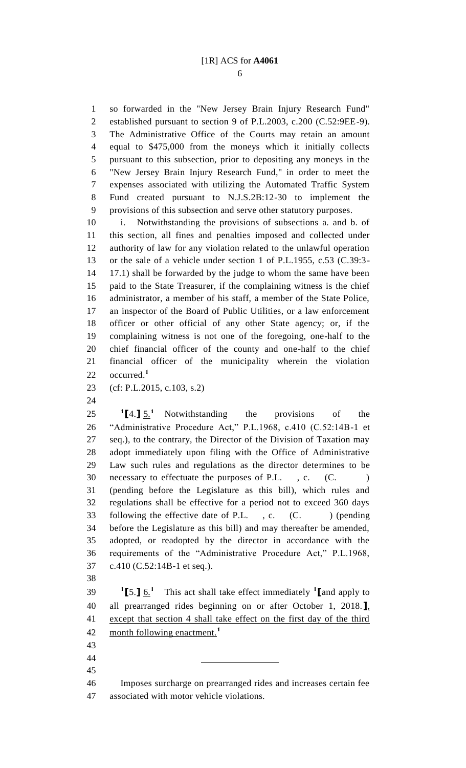so forwarded in the "New Jersey Brain Injury Research Fund" established pursuant to section 9 of P.L.2003, c.200 (C.52:9EE-9). The Administrative Office of the Courts may retain an amount equal to $475,000 from the moneys which it initially collects pursuant to this subsection, prior to depositing any moneys in the "New Jersey Brain Injury Research Fund," in order to meet the expenses associated with utilizing the Automated Traffic System Fund created pursuant to N.J.S.2B:12-30 to implement the provisions of this subsection and serve other statutory purposes.

i. Notwithstanding the provisions of subsections a. and b. of this section, all fines and penalties imposed and collected under authority of law for any violation related to the unlawful operation or the sale of a vehicle under section 1 of P.L.1955, c.53 (C.39:3-17.1) shall be forwarded by the judge to whom the same have been paid to the State Treasurer, if the complaining witness is the chief administrator, a member of his staff, a member of the State Police, an inspector of the Board of Public Utilities, or a law enforcement officer or other official of any other State agency; or, if the complaining witness is not one of the foregoing, one-half to the chief financial officer of the county and one-half to the chief financial officer of the municipality wherein the violation occurred.[1]

(cf: P.L.2015, c.103, s.2)

[1]【4.】 5.[1] Notwithstanding the provisions of the "Administrative Procedure Act," P.L.1968, c.410 (C.52:14B-1 et seq.), to the contrary, the Director of the Division of Taxation may adopt immediately upon filing with the Office of Administrative Law such rules and regulations as the director determines to be necessary to effectuate the purposes of P.L. , c. (C. ) (pending before the Legislature as this bill), which rules and regulations shall be effective for a period not to exceed 360 days following the effective date of P.L. , c. (C. ) (pending before the Legislature as this bill) and may thereafter be amended, adopted, or readopted by the director in accordance with the requirements of the "Administrative Procedure Act," P.L.1968, c.410 (C.52:14B-1 et seq.).

[1]【5.】 6.[1] This act shall take effect immediately [1]【and apply to all prearranged rides beginning on or after October 1, 2018.】, except that section 4 shall take effect on the first day of the third month following enactment.[1]

---

Imposes surcharge on prearranged rides and increases certain fee associated with motor vehicle violations.